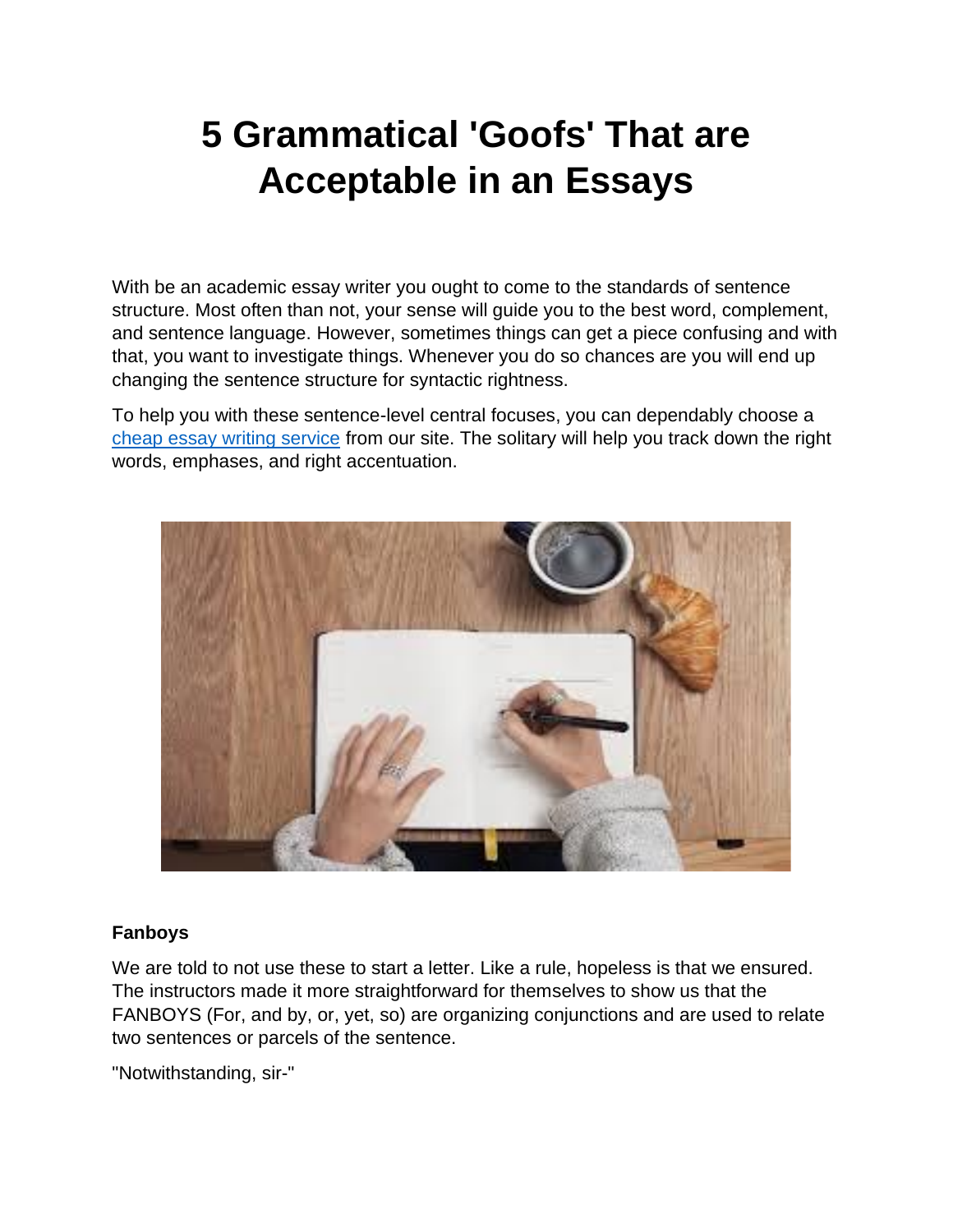# 5 Grammatical 'Goofs' That are Acceptable in an Essays

With be an academic essay writer you ought to come to the standards of sentence structure. Most often than not, your sense will guide you to the best word, complement, and sentence language. However, sometimes things can get a piece confusing and with that, you want to investigate things. Whenever you do so chances are you will end up changing the sentence structure for syntactic rightness.

To help you with these sentence-level central focuses, you can dependably choose a [cheap essay writing service](#) from our site. The solitary will help you track down the right words, emphases, and right accentuation.

**Fanboys**

We are told to not use these to start a letter. Like a rule, hopeless is that we ensured. The instructors made it more straightforward for themselves to show us that the FANBOYS (For, and by, or, yet, so) are organizing conjunctions and are used to relate two sentences or parcels of the sentence.

"Notwithstanding, sir-"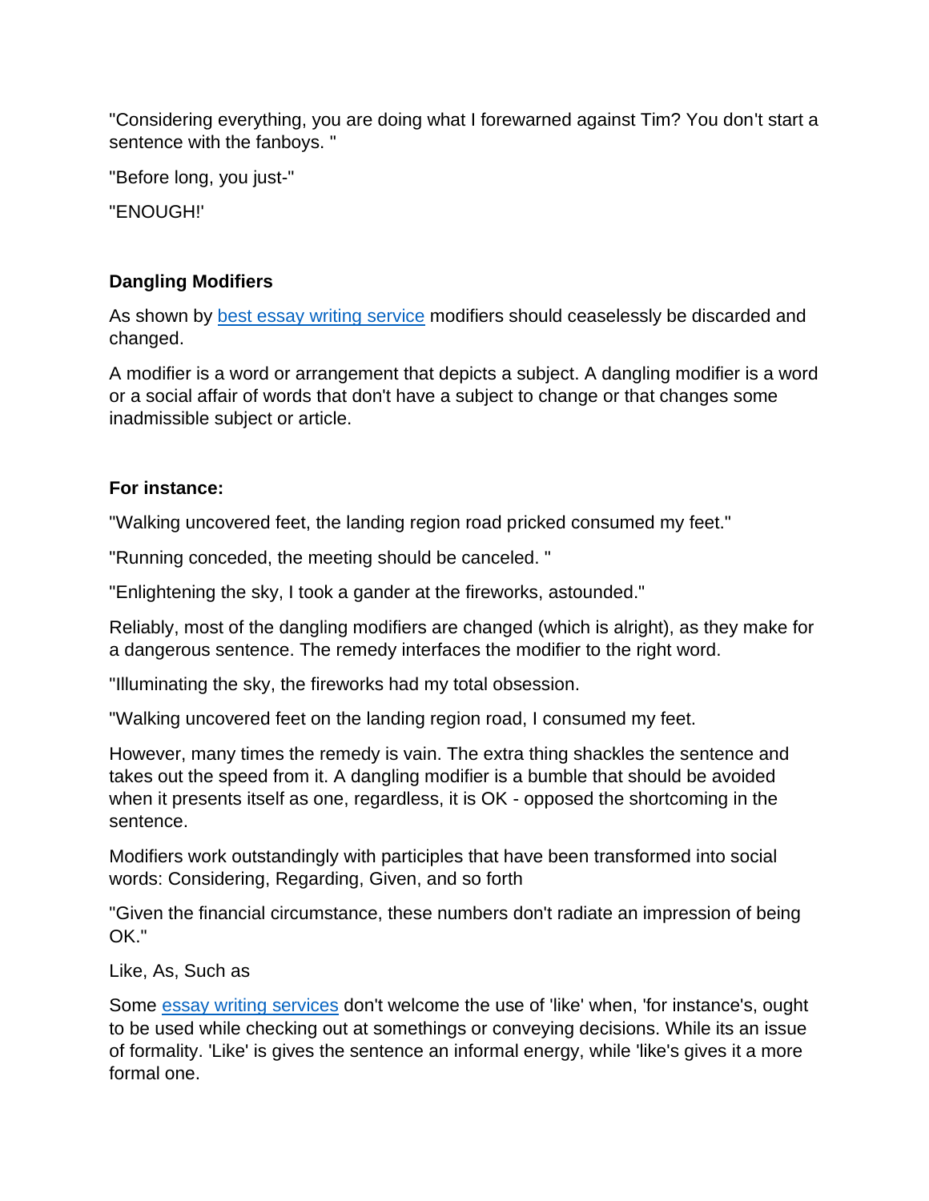"Considering everything, you are doing what I forewarned against Tim? You don't start a sentence with the fanboys. "

"Before long, you just-"

"ENOUGH!'

**Dangling Modifiers**

As shown by [best essay writing service]() modifiers should ceaselessly be discarded and changed.

A modifier is a word or arrangement that depicts a subject. A dangling modifier is a word or a social affair of words that don't have a subject to change or that changes some inadmissible subject or article.

**For instance:**

"Walking uncovered feet, the landing region road pricked consumed my feet."

"Running conceded, the meeting should be canceled. "

"Enlightening the sky, I took a gander at the fireworks, astounded."

Reliably, most of the dangling modifiers are changed (which is alright), as they make for a dangerous sentence. The remedy interfaces the modifier to the right word.

"Illuminating the sky, the fireworks had my total obsession.

"Walking uncovered feet on the landing region road, I consumed my feet.

However, many times the remedy is vain. The extra thing shackles the sentence and takes out the speed from it. A dangling modifier is a bumble that should be avoided when it presents itself as one, regardless, it is OK - opposed the shortcoming in the sentence.

Modifiers work outstandingly with participles that have been transformed into social words: Considering, Regarding, Given, and so forth

"Given the financial circumstance, these numbers don't radiate an impression of being OK."

Like, As, Such as

Some [essay writing services]() don't welcome the use of 'like' when, 'for instance's, ought to be used while checking out at somethings or conveying decisions. While its an issue of formality. 'Like' is gives the sentence an informal energy, while 'like's gives it a more formal one.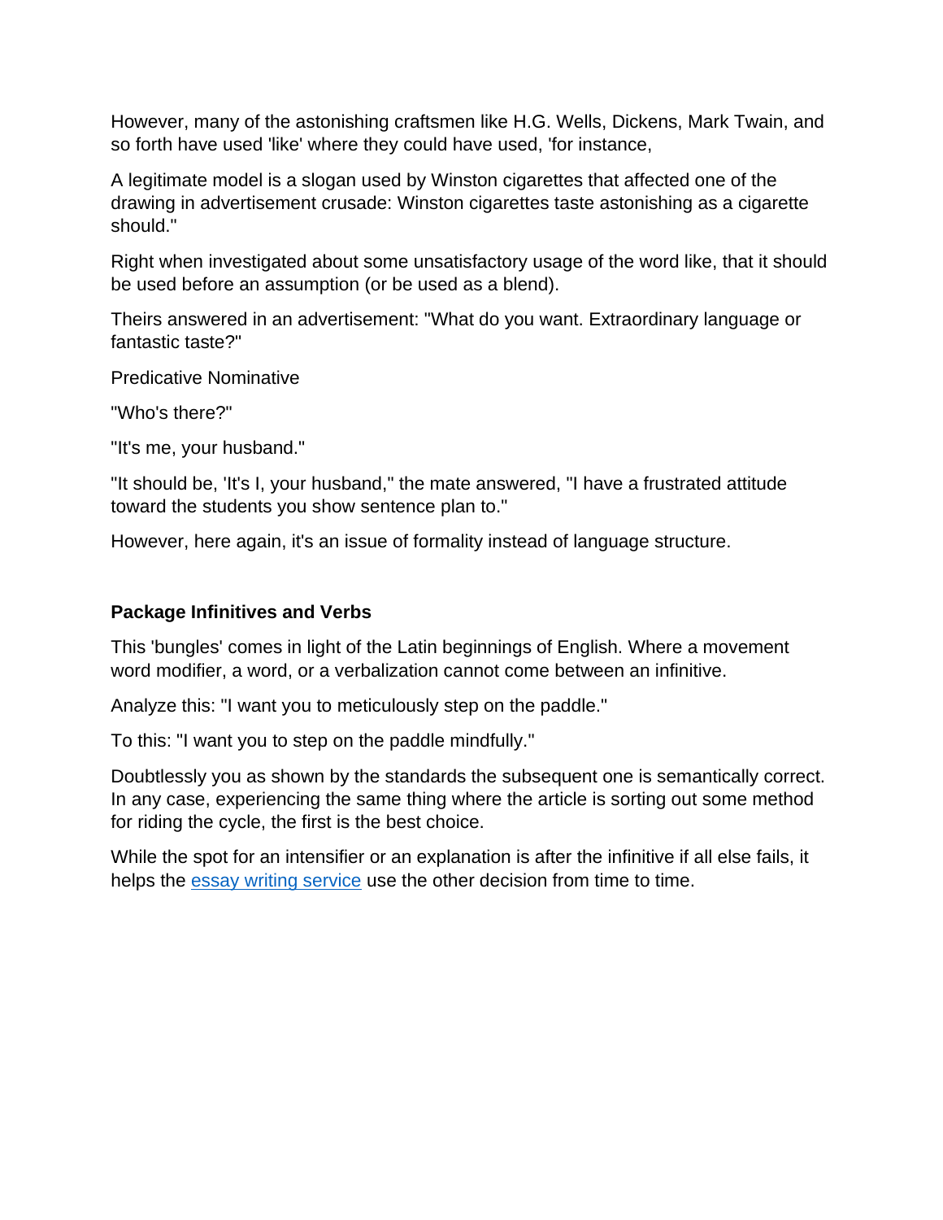However, many of the astonishing craftsmen like H.G. Wells, Dickens, Mark Twain, and so forth have used 'like' where they could have used, 'for instance,

A legitimate model is a slogan used by Winston cigarettes that affected one of the drawing in advertisement crusade: Winston cigarettes taste astonishing as a cigarette should."

Right when investigated about some unsatisfactory usage of the word like, that it should be used before an assumption (or be used as a blend).

Theirs answered in an advertisement: "What do you want. Extraordinary language or fantastic taste?"

Predicative Nominative

"Who's there?"

"It's me, your husband."

"It should be, 'It's I, your husband," the mate answered, "I have a frustrated attitude toward the students you show sentence plan to."

However, here again, it's an issue of formality instead of language structure.

**Package Infinitives and Verbs**

This 'bungles' comes in light of the Latin beginnings of English. Where a movement word modifier, a word, or a verbalization cannot come between an infinitive.

Analyze this: "I want you to meticulously step on the paddle."

To this: "I want you to step on the paddle mindfully."

Doubtlessly you as shown by the standards the subsequent one is semantically correct. In any case, experiencing the same thing where the article is sorting out some method for riding the cycle, the first is the best choice.

While the spot for an intensifier or an explanation is after the infinitive if all else fails, it helps the essay writing service use the other decision from time to time.